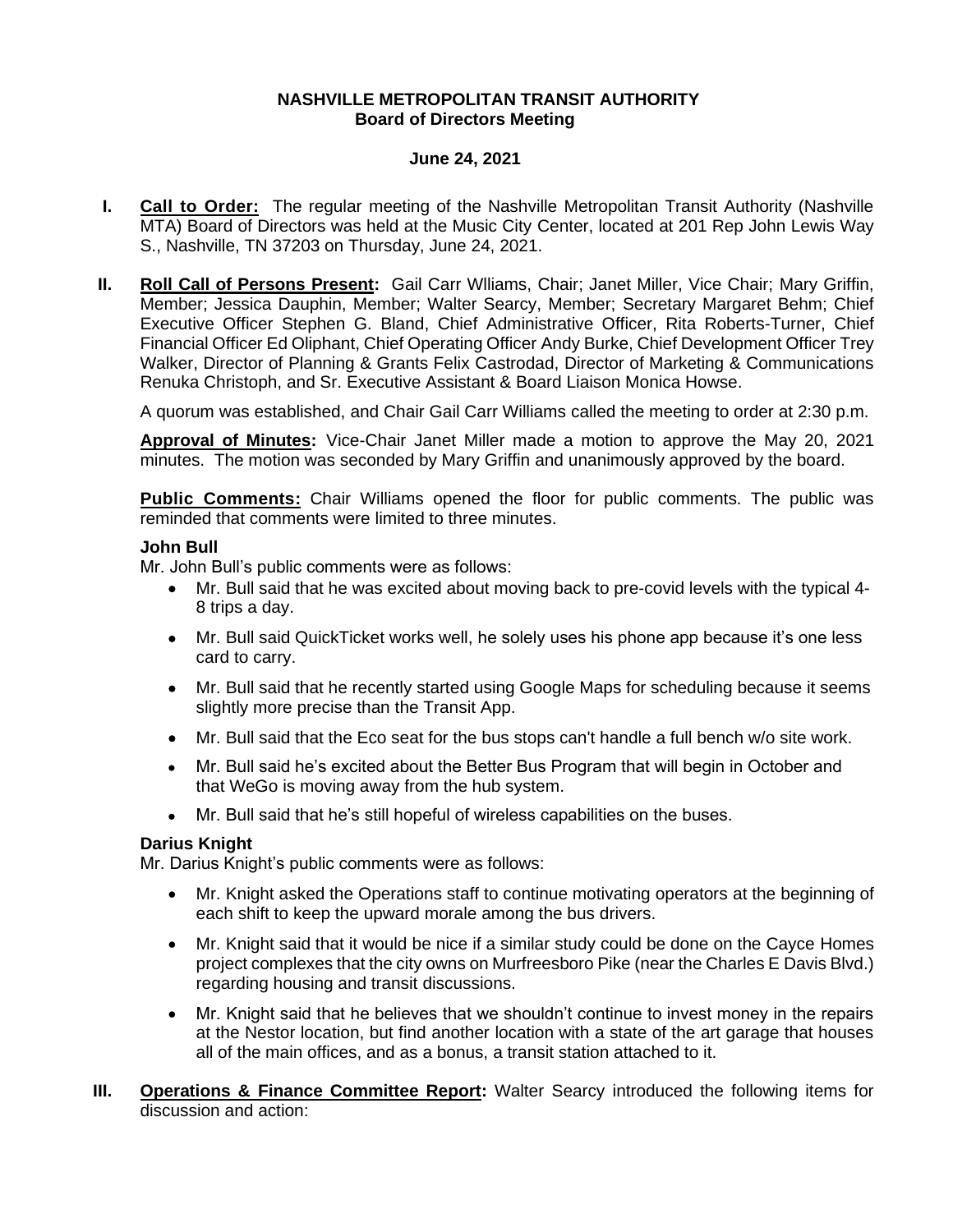**NASHVILLE METROPOLITAN TRANSIT AUTHORITY**
**Board of Directors Meeting**

**June 24, 2021**

**I. Call to Order:** The regular meeting of the Nashville Metropolitan Transit Authority (Nashville MTA) Board of Directors was held at the Music City Center, located at 201 Rep John Lewis Way S., Nashville, TN 37203 on Thursday, June 24, 2021.

**II. Roll Call of Persons Present:** Gail Carr Wlliams, Chair; Janet Miller, Vice Chair; Mary Griffin, Member; Jessica Dauphin, Member; Walter Searcy, Member; Secretary Margaret Behm; Chief Executive Officer Stephen G. Bland, Chief Administrative Officer, Rita Roberts-Turner, Chief Financial Officer Ed Oliphant, Chief Operating Officer Andy Burke, Chief Development Officer Trey Walker, Director of Planning & Grants Felix Castrodad, Director of Marketing & Communications Renuka Christoph, and Sr. Executive Assistant & Board Liaison Monica Howse.

A quorum was established, and Chair Gail Carr Williams called the meeting to order at 2:30 p.m.

**Approval of Minutes:** Vice-Chair Janet Miller made a motion to approve the May 20, 2021 minutes. The motion was seconded by Mary Griffin and unanimously approved by the board.

**Public Comments:** Chair Williams opened the floor for public comments. The public was reminded that comments were limited to three minutes.

**John Bull**

Mr. John Bull's public comments were as follows:

- Mr. Bull said that he was excited about moving back to pre-covid levels with the typical 4-8 trips a day.
- Mr. Bull said QuickTicket works well, he solely uses his phone app because it's one less card to carry.
- Mr. Bull said that he recently started using Google Maps for scheduling because it seems slightly more precise than the Transit App.
- Mr. Bull said that the Eco seat for the bus stops can't handle a full bench w/o site work.
- Mr. Bull said he's excited about the Better Bus Program that will begin in October and that WeGo is moving away from the hub system.
- Mr. Bull said that he's still hopeful of wireless capabilities on the buses.

**Darius Knight**

Mr. Darius Knight's public comments were as follows:

- Mr. Knight asked the Operations staff to continue motivating operators at the beginning of each shift to keep the upward morale among the bus drivers.
- Mr. Knight said that it would be nice if a similar study could be done on the Cayce Homes project complexes that the city owns on Murfreesboro Pike (near the Charles E Davis Blvd.) regarding housing and transit discussions.
- Mr. Knight said that he believes that we shouldn't continue to invest money in the repairs at the Nestor location, but find another location with a state of the art garage that houses all of the main offices, and as a bonus, a transit station attached to it.

**III. Operations & Finance Committee Report:** Walter Searcy introduced the following items for discussion and action: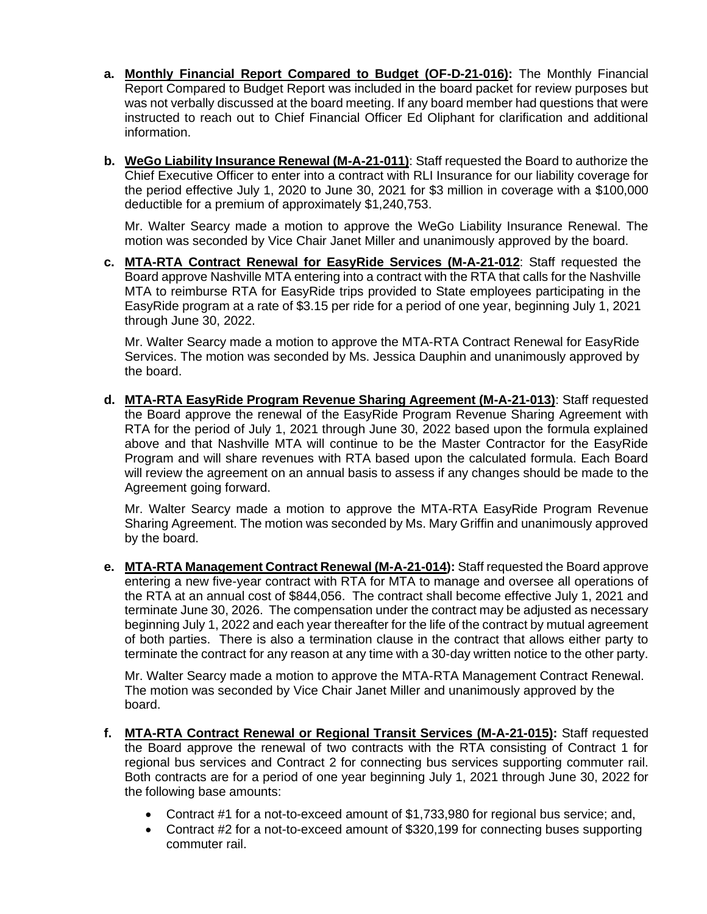a. **Monthly Financial Report Compared to Budget (OF-D-21-016):** The Monthly Financial Report Compared to Budget Report was included in the board packet for review purposes but was not verbally discussed at the board meeting. If any board member had questions that were instructed to reach out to Chief Financial Officer Ed Oliphant for clarification and additional information.

b. **WeGo Liability Insurance Renewal (M-A-21-011)**: Staff requested the Board to authorize the Chief Executive Officer to enter into a contract with RLI Insurance for our liability coverage for the period effective July 1, 2020 to June 30, 2021 for $3 million in coverage with a $100,000 deductible for a premium of approximately $1,240,753.

   Mr. Walter Searcy made a motion to approve the WeGo Liability Insurance Renewal. The motion was seconded by Vice Chair Janet Miller and unanimously approved by the board.

c. **MTA-RTA Contract Renewal for EasyRide Services (M-A-21-012**: Staff requested the Board approve Nashville MTA entering into a contract with the RTA that calls for the Nashville MTA to reimburse RTA for EasyRide trips provided to State employees participating in the EasyRide program at a rate of $3.15 per ride for a period of one year, beginning July 1, 2021 through June 30, 2022.

   Mr. Walter Searcy made a motion to approve the MTA-RTA Contract Renewal for EasyRide Services. The motion was seconded by Ms. Jessica Dauphin and unanimously approved by the board.

d. **MTA-RTA EasyRide Program Revenue Sharing Agreement (M-A-21-013)**: Staff requested the Board approve the renewal of the EasyRide Program Revenue Sharing Agreement with RTA for the period of July 1, 2021 through June 30, 2022 based upon the formula explained above and that Nashville MTA will continue to be the Master Contractor for the EasyRide Program and will share revenues with RTA based upon the calculated formula. Each Board will review the agreement on an annual basis to assess if any changes should be made to the Agreement going forward.

   Mr. Walter Searcy made a motion to approve the MTA-RTA EasyRide Program Revenue Sharing Agreement. The motion was seconded by Ms. Mary Griffin and unanimously approved by the board.

e. **MTA-RTA Management Contract Renewal (M-A-21-014):** Staff requested the Board approve entering a new five-year contract with RTA for MTA to manage and oversee all operations of the RTA at an annual cost of $844,056. The contract shall become effective July 1, 2021 and terminate June 30, 2026. The compensation under the contract may be adjusted as necessary beginning July 1, 2022 and each year thereafter for the life of the contract by mutual agreement of both parties. There is also a termination clause in the contract that allows either party to terminate the contract for any reason at any time with a 30-day written notice to the other party.

   Mr. Walter Searcy made a motion to approve the MTA-RTA Management Contract Renewal. The motion was seconded by Vice Chair Janet Miller and unanimously approved by the board.

f. **MTA-RTA Contract Renewal or Regional Transit Services (M-A-21-015):** Staff requested the Board approve the renewal of two contracts with the RTA consisting of Contract 1 for regional bus services and Contract 2 for connecting bus services supporting commuter rail. Both contracts are for a period of one year beginning July 1, 2021 through June 30, 2022 for the following base amounts:

   - Contract #1 for a not-to-exceed amount of $1,733,980 for regional bus service; and,
   - Contract #2 for a not-to-exceed amount of $320,199 for connecting buses supporting commuter rail.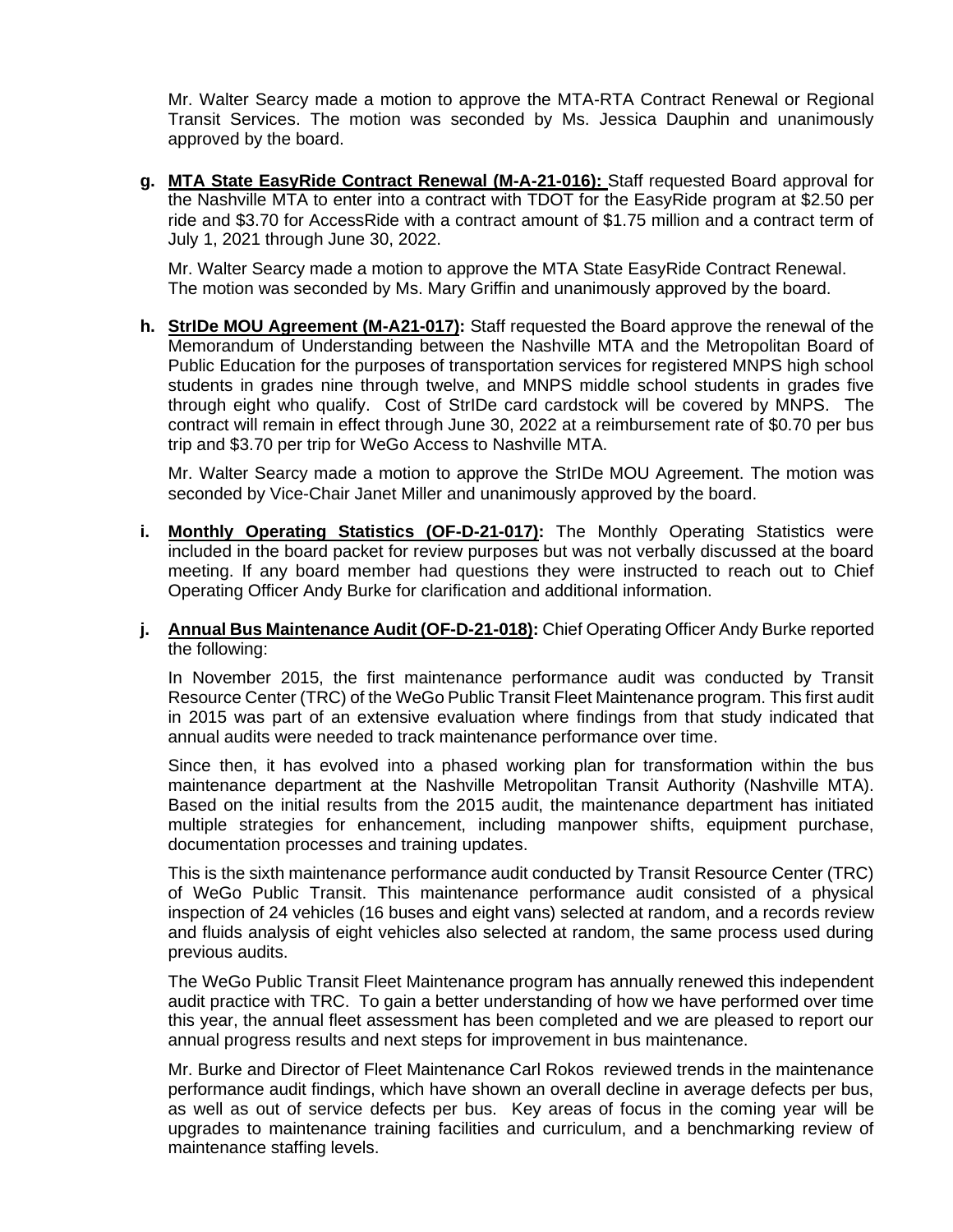Mr. Walter Searcy made a motion to approve the MTA-RTA Contract Renewal or Regional Transit Services. The motion was seconded by Ms. Jessica Dauphin and unanimously approved by the board.

g. **MTA State EasyRide Contract Renewal (M-A-21-016):** Staff requested Board approval for the Nashville MTA to enter into a contract with TDOT for the EasyRide program at $2.50 per ride and $3.70 for AccessRide with a contract amount of $1.75 million and a contract term of July 1, 2021 through June 30, 2022.

   Mr. Walter Searcy made a motion to approve the MTA State EasyRide Contract Renewal. The motion was seconded by Ms. Mary Griffin and unanimously approved by the board.

h. **StrIDe MOU Agreement (M-A21-017):** Staff requested the Board approve the renewal of the Memorandum of Understanding between the Nashville MTA and the Metropolitan Board of Public Education for the purposes of transportation services for registered MNPS high school students in grades nine through twelve, and MNPS middle school students in grades five through eight who qualify. Cost of StrIDe card cardstock will be covered by MNPS. The contract will remain in effect through June 30, 2022 at a reimbursement rate of $0.70 per bus trip and $3.70 per trip for WeGo Access to Nashville MTA.

   Mr. Walter Searcy made a motion to approve the StrIDe MOU Agreement. The motion was seconded by Vice-Chair Janet Miller and unanimously approved by the board.

i. **Monthly Operating Statistics (OF-D-21-017):** The Monthly Operating Statistics were included in the board packet for review purposes but was not verbally discussed at the board meeting. If any board member had questions they were instructed to reach out to Chief Operating Officer Andy Burke for clarification and additional information.

j. **Annual Bus Maintenance Audit (OF-D-21-018):** Chief Operating Officer Andy Burke reported the following:

   In November 2015, the first maintenance performance audit was conducted by Transit Resource Center (TRC) of the WeGo Public Transit Fleet Maintenance program. This first audit in 2015 was part of an extensive evaluation where findings from that study indicated that annual audits were needed to track maintenance performance over time.

   Since then, it has evolved into a phased working plan for transformation within the bus maintenance department at the Nashville Metropolitan Transit Authority (Nashville MTA). Based on the initial results from the 2015 audit, the maintenance department has initiated multiple strategies for enhancement, including manpower shifts, equipment purchase, documentation processes and training updates.

   This is the sixth maintenance performance audit conducted by Transit Resource Center (TRC) of WeGo Public Transit. This maintenance performance audit consisted of a physical inspection of 24 vehicles (16 buses and eight vans) selected at random, and a records review and fluids analysis of eight vehicles also selected at random, the same process used during previous audits.

   The WeGo Public Transit Fleet Maintenance program has annually renewed this independent audit practice with TRC. To gain a better understanding of how we have performed over time this year, the annual fleet assessment has been completed and we are pleased to report our annual progress results and next steps for improvement in bus maintenance.

   Mr. Burke and Director of Fleet Maintenance Carl Rokos reviewed trends in the maintenance performance audit findings, which have shown an overall decline in average defects per bus, as well as out of service defects per bus. Key areas of focus in the coming year will be upgrades to maintenance training facilities and curriculum, and a benchmarking review of maintenance staffing levels.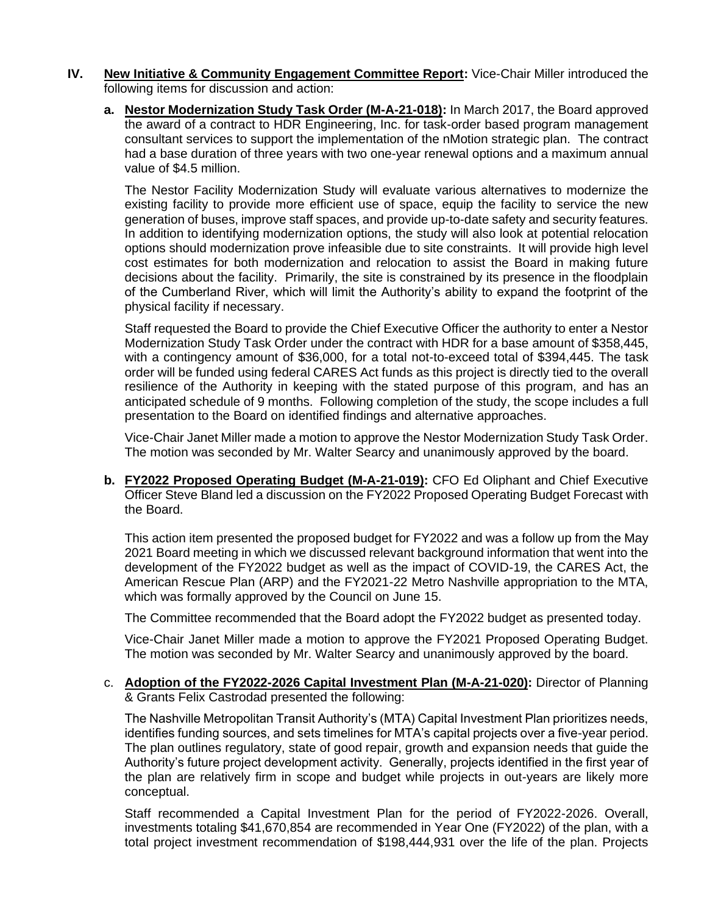**IV. <u>New Initiative & Community Engagement Committee Report</u>:** Vice-Chair Miller introduced the following items for discussion and action:

**a. <u>Nestor Modernization Study Task Order (M-A-21-018)</u>:** In March 2017, the Board approved the award of a contract to HDR Engineering, Inc. for task-order based program management consultant services to support the implementation of the nMotion strategic plan. The contract had a base duration of three years with two one-year renewal options and a maximum annual value of $4.5 million.

The Nestor Facility Modernization Study will evaluate various alternatives to modernize the existing facility to provide more efficient use of space, equip the facility to service the new generation of buses, improve staff spaces, and provide up-to-date safety and security features. In addition to identifying modernization options, the study will also look at potential relocation options should modernization prove infeasible due to site constraints. It will provide high level cost estimates for both modernization and relocation to assist the Board in making future decisions about the facility. Primarily, the site is constrained by its presence in the floodplain of the Cumberland River, which will limit the Authority's ability to expand the footprint of the physical facility if necessary.

Staff requested the Board to provide the Chief Executive Officer the authority to enter a Nestor Modernization Study Task Order under the contract with HDR for a base amount of $358,445, with a contingency amount of $36,000, for a total not-to-exceed total of $394,445. The task order will be funded using federal CARES Act funds as this project is directly tied to the overall resilience of the Authority in keeping with the stated purpose of this program, and has an anticipated schedule of 9 months. Following completion of the study, the scope includes a full presentation to the Board on identified findings and alternative approaches.

Vice-Chair Janet Miller made a motion to approve the Nestor Modernization Study Task Order. The motion was seconded by Mr. Walter Searcy and unanimously approved by the board.

**b. <u>FY2022 Proposed Operating Budget (M-A-21-019)</u>:** CFO Ed Oliphant and Chief Executive Officer Steve Bland led a discussion on the FY2022 Proposed Operating Budget Forecast with the Board.

This action item presented the proposed budget for FY2022 and was a follow up from the May 2021 Board meeting in which we discussed relevant background information that went into the development of the FY2022 budget as well as the impact of COVID-19, the CARES Act, the American Rescue Plan (ARP) and the FY2021-22 Metro Nashville appropriation to the MTA, which was formally approved by the Council on June 15.

The Committee recommended that the Board adopt the FY2022 budget as presented today.

Vice-Chair Janet Miller made a motion to approve the FY2021 Proposed Operating Budget. The motion was seconded by Mr. Walter Searcy and unanimously approved by the board.

c. **<u>Adoption of the FY2022-2026 Capital Investment Plan (M-A-21-020)</u>:** Director of Planning & Grants Felix Castrodad presented the following:

The Nashville Metropolitan Transit Authority's (MTA) Capital Investment Plan prioritizes needs, identifies funding sources, and sets timelines for MTA's capital projects over a five-year period. The plan outlines regulatory, state of good repair, growth and expansion needs that guide the Authority's future project development activity. Generally, projects identified in the first year of the plan are relatively firm in scope and budget while projects in out-years are likely more conceptual.

Staff recommended a Capital Investment Plan for the period of FY2022-2026. Overall, investments totaling $41,670,854 are recommended in Year One (FY2022) of the plan, with a total project investment recommendation of $198,444,931 over the life of the plan. Projects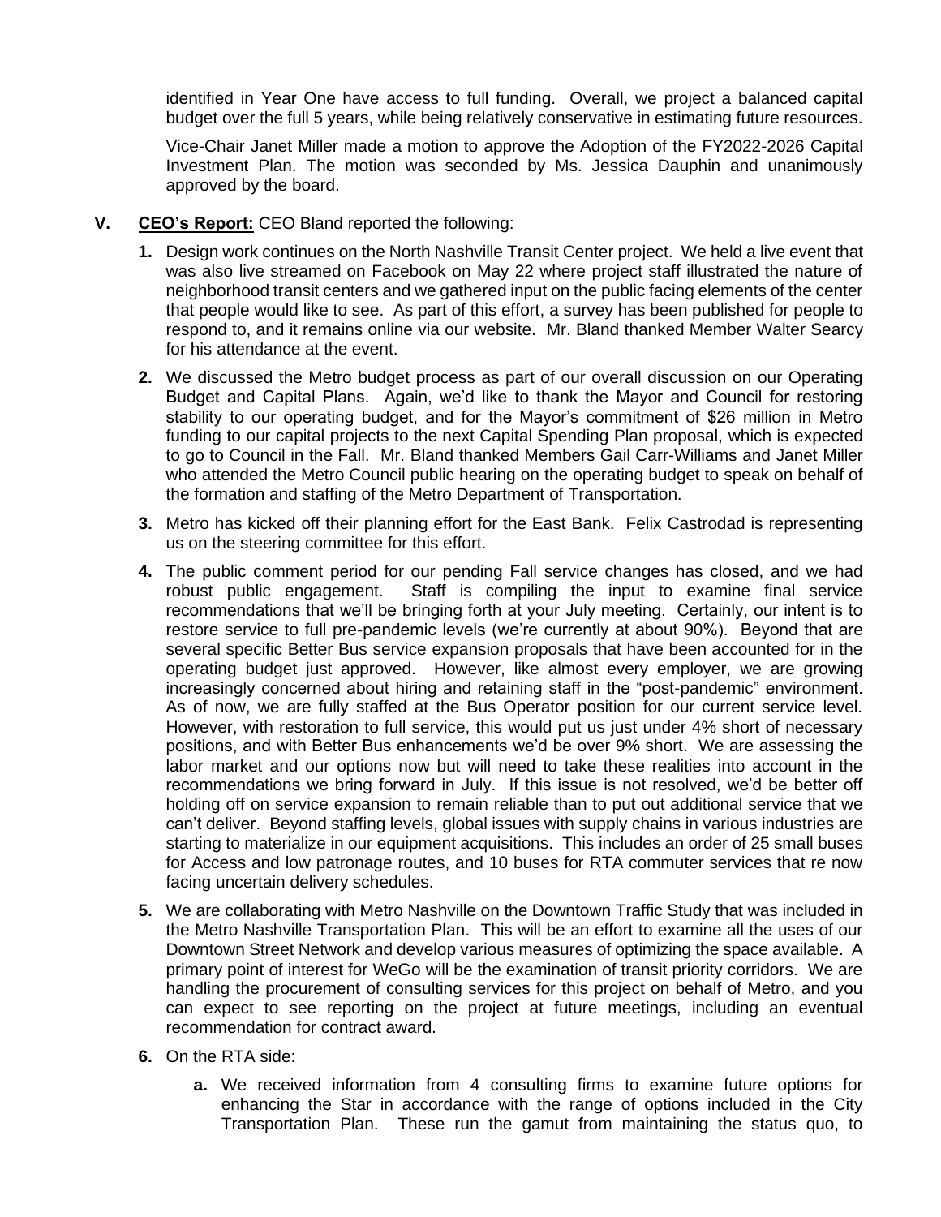identified in Year One have access to full funding. Overall, we project a balanced capital budget over the full 5 years, while being relatively conservative in estimating future resources.

Vice-Chair Janet Miller made a motion to approve the Adoption of the FY2022-2026 Capital Investment Plan. The motion was seconded by Ms. Jessica Dauphin and unanimously approved by the board.

**V. CEO's Report:** CEO Bland reported the following:

1. Design work continues on the North Nashville Transit Center project. We held a live event that was also live streamed on Facebook on May 22 where project staff illustrated the nature of neighborhood transit centers and we gathered input on the public facing elements of the center that people would like to see. As part of this effort, a survey has been published for people to respond to, and it remains online via our website. Mr. Bland thanked Member Walter Searcy for his attendance at the event.

2. We discussed the Metro budget process as part of our overall discussion on our Operating Budget and Capital Plans. Again, we'd like to thank the Mayor and Council for restoring stability to our operating budget, and for the Mayor's commitment of $26 million in Metro funding to our capital projects to the next Capital Spending Plan proposal, which is expected to go to Council in the Fall. Mr. Bland thanked Members Gail Carr-Williams and Janet Miller who attended the Metro Council public hearing on the operating budget to speak on behalf of the formation and staffing of the Metro Department of Transportation.

3. Metro has kicked off their planning effort for the East Bank. Felix Castrodad is representing us on the steering committee for this effort.

4. The public comment period for our pending Fall service changes has closed, and we had robust public engagement. Staff is compiling the input to examine final service recommendations that we'll be bringing forth at your July meeting. Certainly, our intent is to restore service to full pre-pandemic levels (we're currently at about 90%). Beyond that are several specific Better Bus service expansion proposals that have been accounted for in the operating budget just approved. However, like almost every employer, we are growing increasingly concerned about hiring and retaining staff in the "post-pandemic" environment. As of now, we are fully staffed at the Bus Operator position for our current service level. However, with restoration to full service, this would put us just under 4% short of necessary positions, and with Better Bus enhancements we'd be over 9% short. We are assessing the labor market and our options now but will need to take these realities into account in the recommendations we bring forward in July. If this issue is not resolved, we'd be better off holding off on service expansion to remain reliable than to put out additional service that we can't deliver. Beyond staffing levels, global issues with supply chains in various industries are starting to materialize in our equipment acquisitions. This includes an order of 25 small buses for Access and low patronage routes, and 10 buses for RTA commuter services that re now facing uncertain delivery schedules.

5. We are collaborating with Metro Nashville on the Downtown Traffic Study that was included in the Metro Nashville Transportation Plan. This will be an effort to examine all the uses of our Downtown Street Network and develop various measures of optimizing the space available. A primary point of interest for WeGo will be the examination of transit priority corridors. We are handling the procurement of consulting services for this project on behalf of Metro, and you can expect to see reporting on the project at future meetings, including an eventual recommendation for contract award.

6. On the RTA side:

   a. We received information from 4 consulting firms to examine future options for enhancing the Star in accordance with the range of options included in the City Transportation Plan. These run the gamut from maintaining the status quo, to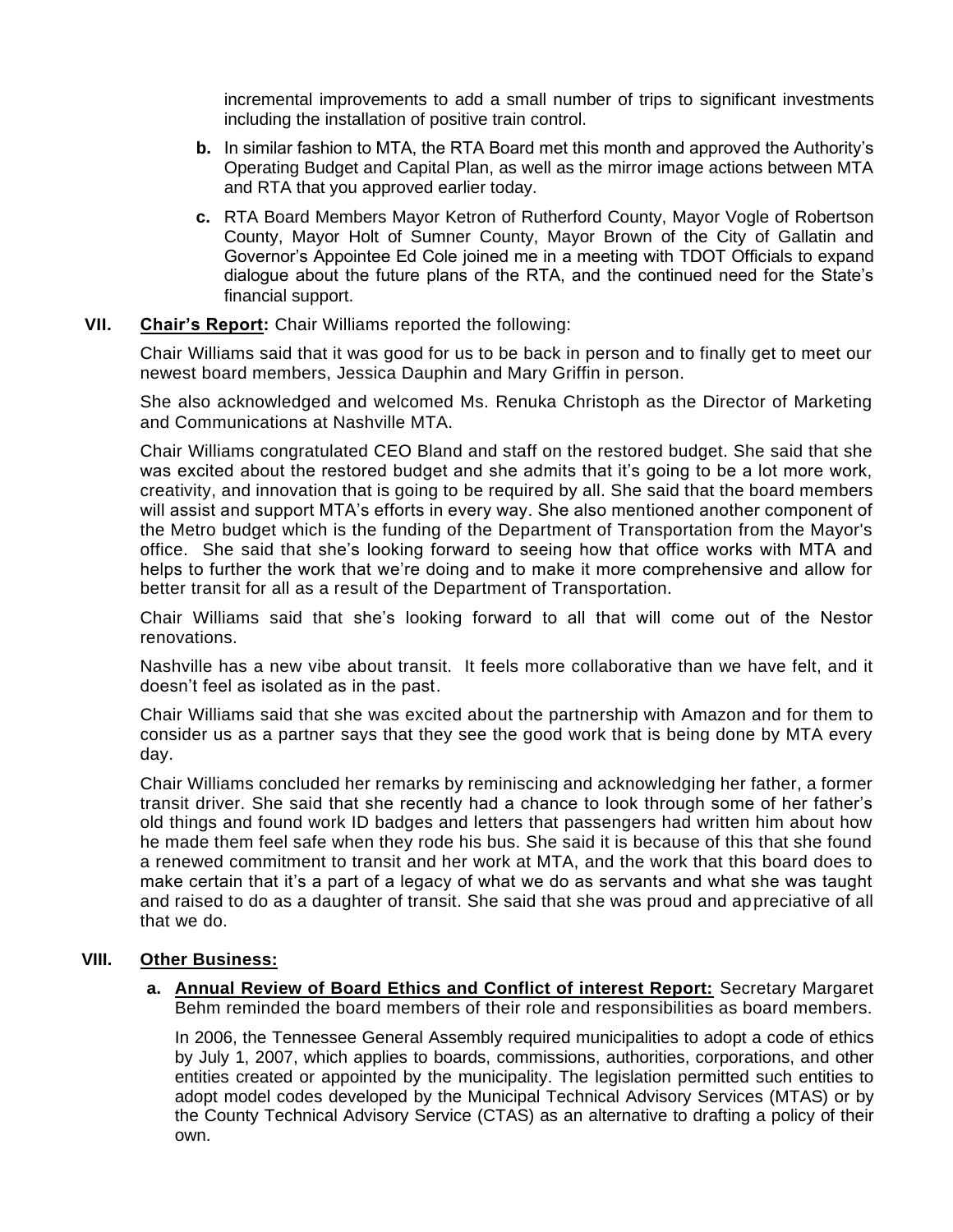incremental improvements to add a small number of trips to significant investments including the installation of positive train control.

**b.** In similar fashion to MTA, the RTA Board met this month and approved the Authority's Operating Budget and Capital Plan, as well as the mirror image actions between MTA and RTA that you approved earlier today.

**c.** RTA Board Members Mayor Ketron of Rutherford County, Mayor Vogle of Robertson County, Mayor Holt of Sumner County, Mayor Brown of the City of Gallatin and Governor's Appointee Ed Cole joined me in a meeting with TDOT Officials to expand dialogue about the future plans of the RTA, and the continued need for the State's financial support.

## VII. **Chair's Report:** Chair Williams reported the following:

Chair Williams said that it was good for us to be back in person and to finally get to meet our newest board members, Jessica Dauphin and Mary Griffin in person.

She also acknowledged and welcomed Ms. Renuka Christoph as the Director of Marketing and Communications at Nashville MTA.

Chair Williams congratulated CEO Bland and staff on the restored budget. She said that she was excited about the restored budget and she admits that it's going to be a lot more work, creativity, and innovation that is going to be required by all. She said that the board members will assist and support MTA's efforts in every way. She also mentioned another component of the Metro budget which is the funding of the Department of Transportation from the Mayor's office. She said that she's looking forward to seeing how that office works with MTA and helps to further the work that we're doing and to make it more comprehensive and allow for better transit for all as a result of the Department of Transportation.

Chair Williams said that she's looking forward to all that will come out of the Nestor renovations.

Nashville has a new vibe about transit. It feels more collaborative than we have felt, and it doesn't feel as isolated as in the past.

Chair Williams said that she was excited about the partnership with Amazon and for them to consider us as a partner says that they see the good work that is being done by MTA every day.

Chair Williams concluded her remarks by reminiscing and acknowledging her father, a former transit driver. She said that she recently had a chance to look through some of her father's old things and found work ID badges and letters that passengers had written him about how he made them feel safe when they rode his bus. She said it is because of this that she found a renewed commitment to transit and her work at MTA, and the work that this board does to make certain that it's a part of a legacy of what we do as servants and what she was taught and raised to do as a daughter of transit. She said that she was proud and appreciative of all that we do.

## VIII. **Other Business:**

**a. Annual Review of Board Ethics and Conflict of interest Report:** Secretary Margaret Behm reminded the board members of their role and responsibilities as board members.

In 2006, the Tennessee General Assembly required municipalities to adopt a code of ethics by July 1, 2007, which applies to boards, commissions, authorities, corporations, and other entities created or appointed by the municipality. The legislation permitted such entities to adopt model codes developed by the Municipal Technical Advisory Services (MTAS) or by the County Technical Advisory Service (CTAS) as an alternative to drafting a policy of their own.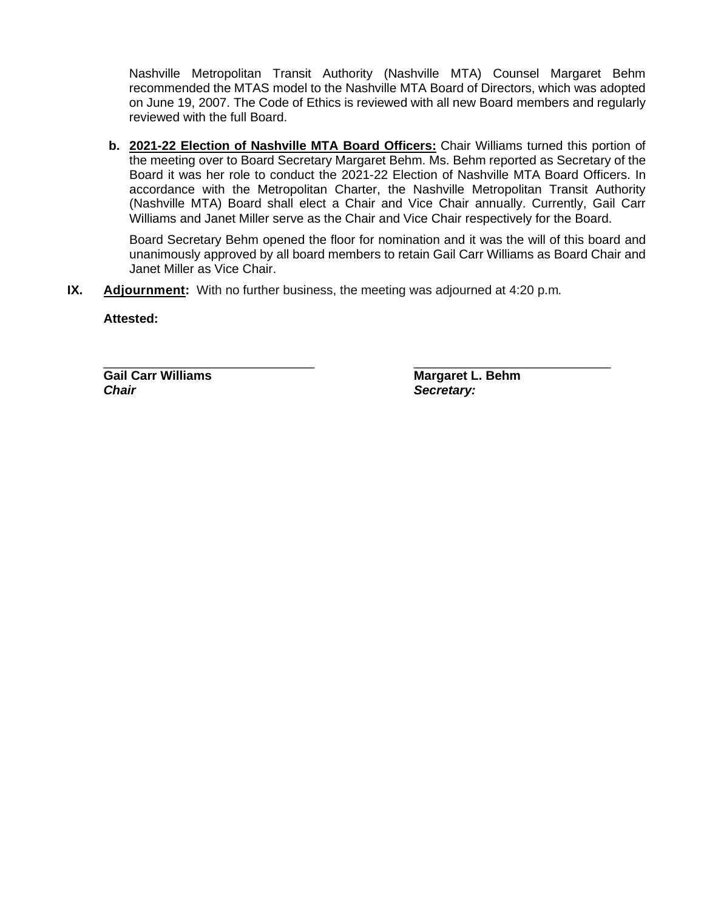Nashville Metropolitan Transit Authority (Nashville MTA) Counsel Margaret Behm recommended the MTAS model to the Nashville MTA Board of Directors, which was adopted on June 19, 2007. The Code of Ethics is reviewed with all new Board members and regularly reviewed with the full Board.

**b. <u>2021-22 Election of Nashville MTA Board Officers:</u>** Chair Williams turned this portion of the meeting over to Board Secretary Margaret Behm. Ms. Behm reported as Secretary of the Board it was her role to conduct the 2021-22 Election of Nashville MTA Board Officers. In accordance with the Metropolitan Charter, the Nashville Metropolitan Transit Authority (Nashville MTA) Board shall elect a Chair and Vice Chair annually. Currently, Gail Carr Williams and Janet Miller serve as the Chair and Vice Chair respectively for the Board.

Board Secretary Behm opened the floor for nomination and it was the will of this board and unanimously approved by all board members to retain Gail Carr Williams as Board Chair and Janet Miller as Vice Chair.

**IX. <u>Adjournment</u>:** With no further business, the meeting was adjourned at 4:20 p.m.

**Attested:**

\_\_\_\_\_\_\_\_\_\_\_\_\_\_\_\_\_\_\_\_\_\_\_\_\_\_\_\_\_\_
**Gail Carr Williams**
***Chair***

\_\_\_\_\_\_\_\_\_\_\_\_\_\_\_\_\_\_\_\_\_\_\_\_\_\_\_\_\_\_
**Margaret L. Behm**
***Secretary:***